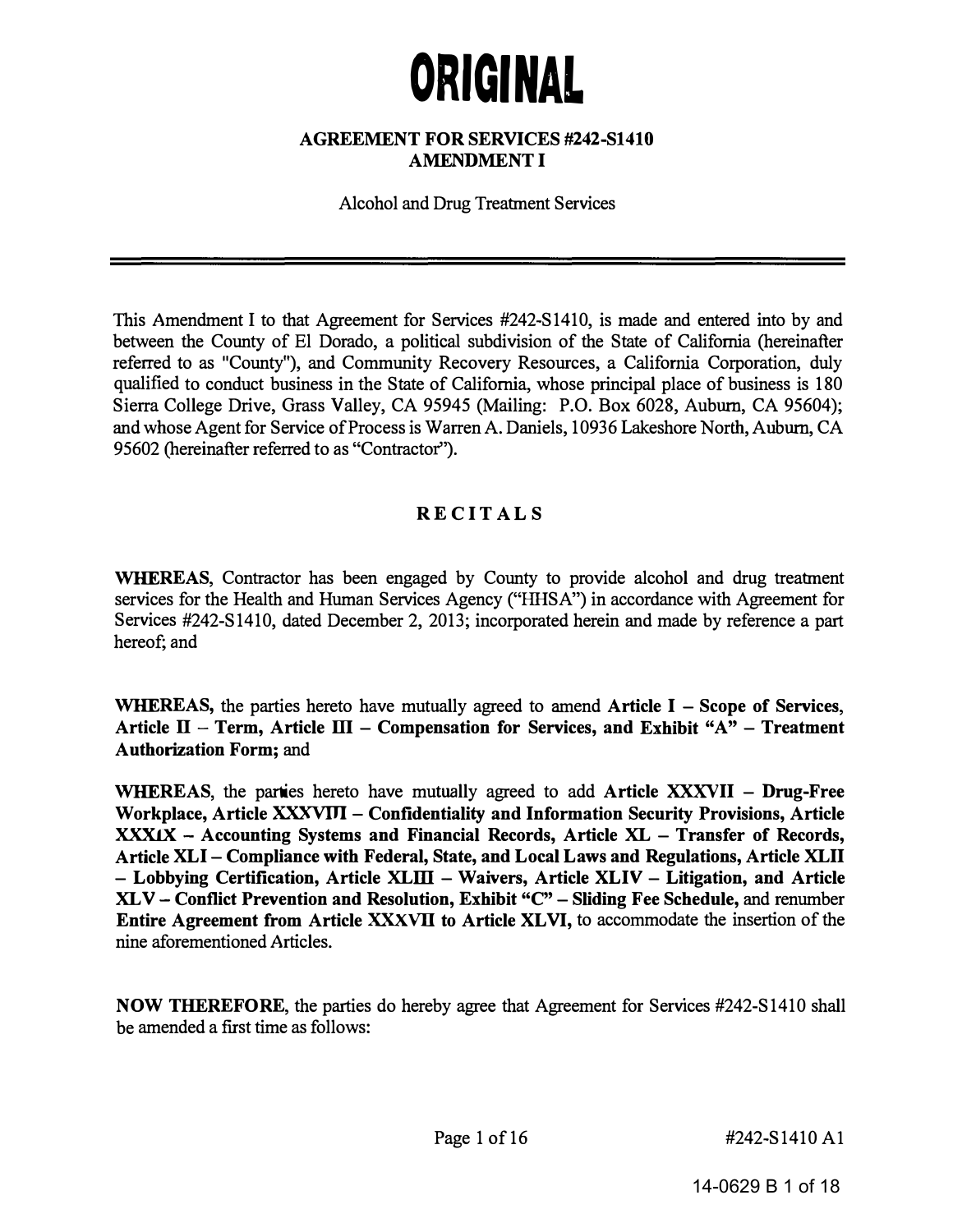# ORIGINAL

**AGREEMENT FOR SERVICES #242-S1410**
**AMENDMENT I**

Alcohol and Drug Treatment Services

---

This Amendment I to that Agreement for Services #242-S1410, is made and entered into by and between the County of El Dorado, a political subdivision of the State of California (hereinafter referred to as "County"), and Community Recovery Resources, a California Corporation, duly qualified to conduct business in the State of California, whose principal place of business is 180 Sierra College Drive, Grass Valley, CA 95945 (Mailing: P.O. Box 6028, Auburn, CA 95604); and whose Agent for Service of Process is Warren A. Daniels, 10936 Lakeshore North, Auburn, CA 95602 (hereinafter referred to as "Contractor").

## RECITALS

**WHEREAS,** Contractor has been engaged by County to provide alcohol and drug treatment services for the Health and Human Services Agency ("HHSA") in accordance with Agreement for Services #242-S1410, dated December 2, 2013; incorporated herein and made by reference a part hereof; and

**WHEREAS,** the parties hereto have mutually agreed to amend **Article I – Scope of Services, Article II – Term, Article III – Compensation for Services, and Exhibit "A" – Treatment Authorization Form;** and

**WHEREAS,** the parties hereto have mutually agreed to add **Article XXXVII – Drug-Free Workplace, Article XXXVIII – Confidentiality and Information Security Provisions, Article XXXIX – Accounting Systems and Financial Records, Article XL – Transfer of Records, Article XLI – Compliance with Federal, State, and Local Laws and Regulations, Article XLII – Lobbying Certification, Article XLIII – Waivers, Article XLIV – Litigation, and Article XLV – Conflict Prevention and Resolution, Exhibit "C" – Sliding Fee Schedule,** and renumber **Entire Agreement from Article XXXVII to Article XLVI,** to accommodate the insertion of the nine aforementioned Articles.

**NOW THEREFORE,** the parties do hereby agree that Agreement for Services #242-S1410 shall be amended a first time as follows: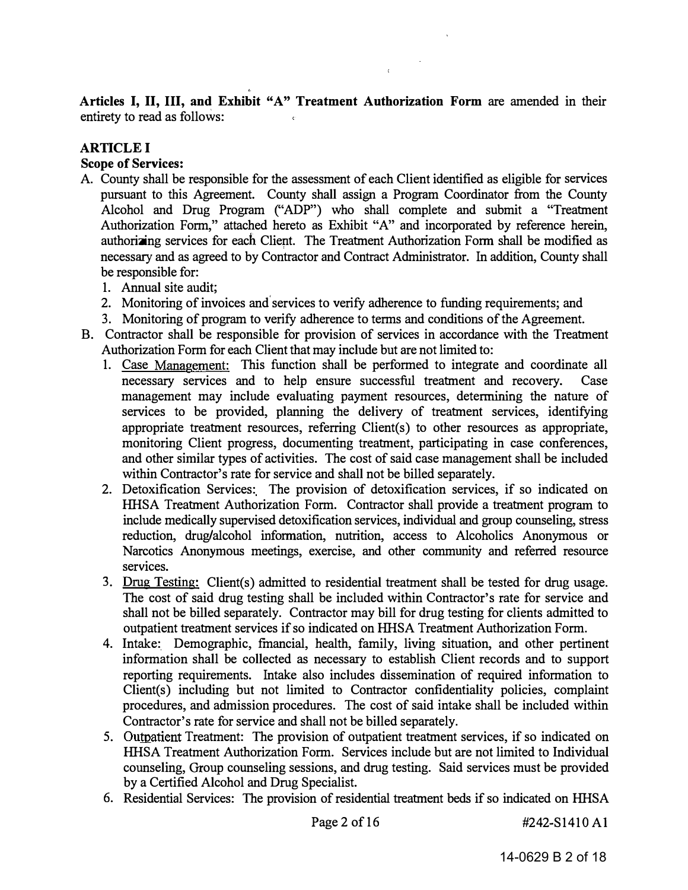**Articles I, II, III, and Exhibit "A" Treatment Authorization Form** are amended in their entirety to read as follows:

**ARTICLE I**

**Scope of Services:**

A. County shall be responsible for the assessment of each Client identified as eligible for services pursuant to this Agreement. County shall assign a Program Coordinator from the County Alcohol and Drug Program ("ADP") who shall complete and submit a "Treatment Authorization Form," attached hereto as Exhibit "A" and incorporated by reference herein, authorizing services for each Client. The Treatment Authorization Form shall be modified as necessary and as agreed to by Contractor and Contract Administrator. In addition, County shall be responsible for:
   1. Annual site audit;
   2. Monitoring of invoices and services to verify adherence to funding requirements; and
   3. Monitoring of program to verify adherence to terms and conditions of the Agreement.

B. Contractor shall be responsible for provision of services in accordance with the Treatment Authorization Form for each Client that may include but are not limited to:
   1. Case Management: This function shall be performed to integrate and coordinate all necessary services and to help ensure successful treatment and recovery. Case management may include evaluating payment resources, determining the nature of services to be provided, planning the delivery of treatment services, identifying appropriate treatment resources, referring Client(s) to other resources as appropriate, monitoring Client progress, documenting treatment, participating in case conferences, and other similar types of activities. The cost of said case management shall be included within Contractor's rate for service and shall not be billed separately.
   2. Detoxification Services: The provision of detoxification services, if so indicated on HHSA Treatment Authorization Form. Contractor shall provide a treatment program to include medically supervised detoxification services, individual and group counseling, stress reduction, drug/alcohol information, nutrition, access to Alcoholics Anonymous or Narcotics Anonymous meetings, exercise, and other community and referred resource services.
   3. Drug Testing: Client(s) admitted to residential treatment shall be tested for drug usage. The cost of said drug testing shall be included within Contractor's rate for service and shall not be billed separately. Contractor may bill for drug testing for clients admitted to outpatient treatment services if so indicated on HHSA Treatment Authorization Form.
   4. Intake: Demographic, financial, health, family, living situation, and other pertinent information shall be collected as necessary to establish Client records and to support reporting requirements. Intake also includes dissemination of required information to Client(s) including but not limited to Contractor confidentiality policies, complaint procedures, and admission procedures. The cost of said intake shall be included within Contractor's rate for service and shall not be billed separately.
   5. Outpatient Treatment: The provision of outpatient treatment services, if so indicated on HHSA Treatment Authorization Form. Services include but are not limited to Individual counseling, Group counseling sessions, and drug testing. Said services must be provided by a Certified Alcohol and Drug Specialist.
   6. Residential Services: The provision of residential treatment beds if so indicated on HHSA

#242-S1410 A1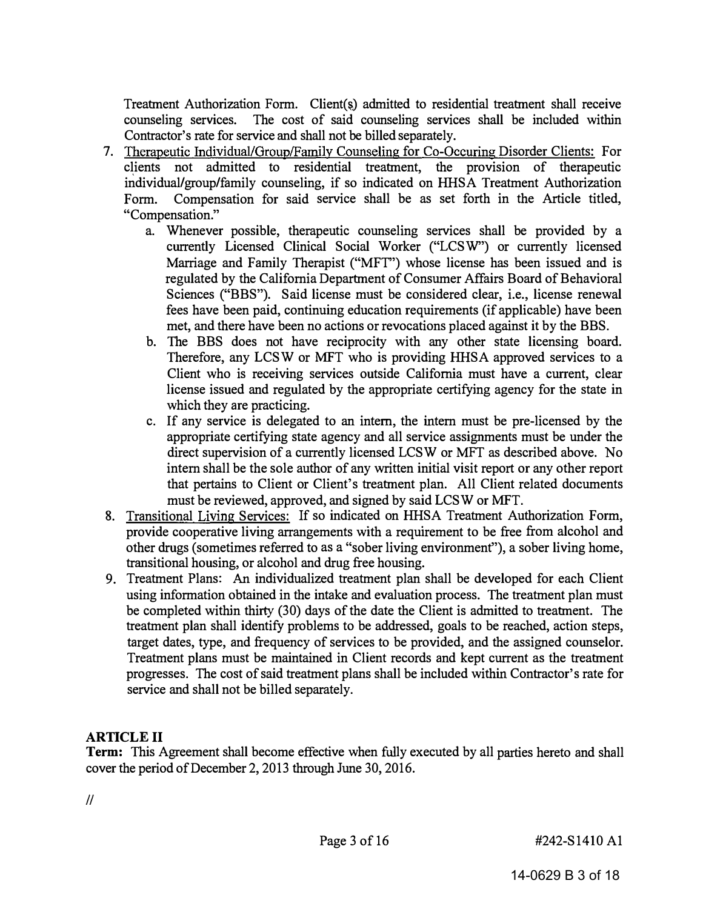Treatment Authorization Form. Client(s) admitted to residential treatment shall receive counseling services. The cost of said counseling services shall be included within Contractor's rate for service and shall not be billed separately.

7. Therapeutic Individual/Group/Family Counseling for Co-Occuring Disorder Clients: For clients not admitted to residential treatment, the provision of therapeutic individual/group/family counseling, if so indicated on HHSA Treatment Authorization Form. Compensation for said service shall be as set forth in the Article titled, "Compensation."
   a. Whenever possible, therapeutic counseling services shall be provided by a currently Licensed Clinical Social Worker ("LCSW") or currently licensed Marriage and Family Therapist ("MFT") whose license has been issued and is regulated by the California Department of Consumer Affairs Board of Behavioral Sciences ("BBS"). Said license must be considered clear, i.e., license renewal fees have been paid, continuing education requirements (if applicable) have been met, and there have been no actions or revocations placed against it by the BBS.
   b. The BBS does not have reciprocity with any other state licensing board. Therefore, any LCSW or MFT who is providing HHSA approved services to a Client who is receiving services outside California must have a current, clear license issued and regulated by the appropriate certifying agency for the state in which they are practicing.
   c. If any service is delegated to an intern, the intern must be pre-licensed by the appropriate certifying state agency and all service assignments must be under the direct supervision of a currently licensed LCSW or MFT as described above. No intern shall be the sole author of any written initial visit report or any other report that pertains to Client or Client's treatment plan. All Client related documents must be reviewed, approved, and signed by said LCSW or MFT.
8. Transitional Living Services: If so indicated on HHSA Treatment Authorization Form, provide cooperative living arrangements with a requirement to be free from alcohol and other drugs (sometimes referred to as a "sober living environment"), a sober living home, transitional housing, or alcohol and drug free housing.
9. Treatment Plans: An individualized treatment plan shall be developed for each Client using information obtained in the intake and evaluation process. The treatment plan must be completed within thirty (30) days of the date the Client is admitted to treatment. The treatment plan shall identify problems to be addressed, goals to be reached, action steps, target dates, type, and frequency of services to be provided, and the assigned counselor. Treatment plans must be maintained in Client records and kept current as the treatment progresses. The cost of said treatment plans shall be included within Contractor's rate for service and shall not be billed separately.

## ARTICLE II

**Term:** This Agreement shall become effective when fully executed by all parties hereto and shall cover the period of December 2, 2013 through June 30, 2016.

//

#242-S1410 A1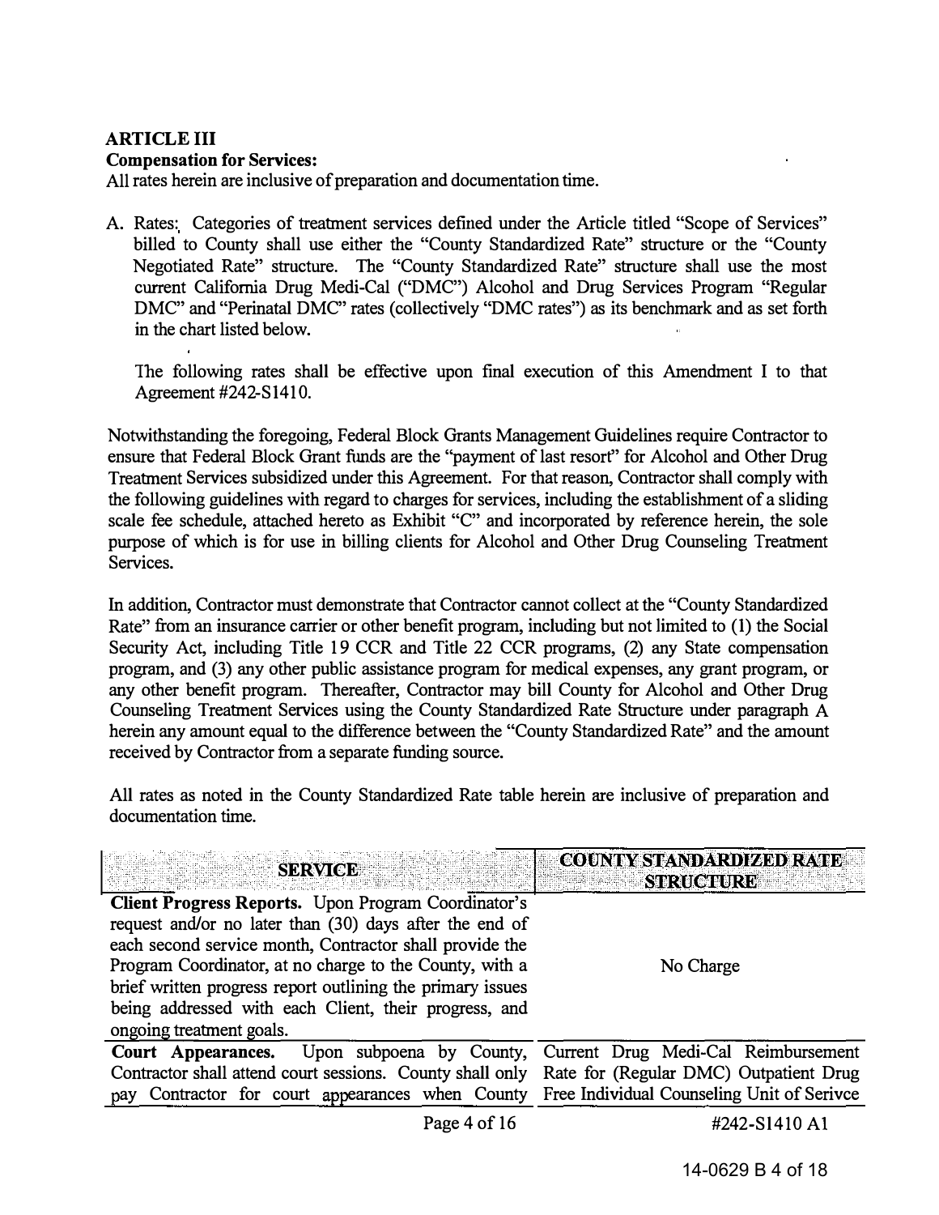**ARTICLE III**
**Compensation for Services:**
All rates herein are inclusive of preparation and documentation time.

A. Rates: Categories of treatment services defined under the Article titled "Scope of Services" billed to County shall use either the "County Standardized Rate" structure or the "County Negotiated Rate" structure. The "County Standardized Rate" structure shall use the most current California Drug Medi-Cal ("DMC") Alcohol and Drug Services Program "Regular DMC" and "Perinatal DMC" rates (collectively "DMC rates") as its benchmark and as set forth in the chart listed below.

   The following rates shall be effective upon final execution of this Amendment I to that Agreement #242-S1410.

Notwithstanding the foregoing, Federal Block Grants Management Guidelines require Contractor to ensure that Federal Block Grant funds are the "payment of last resort" for Alcohol and Other Drug Treatment Services subsidized under this Agreement. For that reason, Contractor shall comply with the following guidelines with regard to charges for services, including the establishment of a sliding scale fee schedule, attached hereto as Exhibit "C" and incorporated by reference herein, the sole purpose of which is for use in billing clients for Alcohol and Other Drug Counseling Treatment Services.

In addition, Contractor must demonstrate that Contractor cannot collect at the "County Standardized Rate" from an insurance carrier or other benefit program, including but not limited to (1) the Social Security Act, including Title 19 CCR and Title 22 CCR programs, (2) any State compensation program, and (3) any other public assistance program for medical expenses, any grant program, or any other benefit program. Thereafter, Contractor may bill County for Alcohol and Other Drug Counseling Treatment Services using the County Standardized Rate Structure under paragraph A herein any amount equal to the difference between the "County Standardized Rate" and the amount received by Contractor from a separate funding source.

All rates as noted in the County Standardized Rate table herein are inclusive of preparation and documentation time.

| SERVICE | COUNTY STANDARDIZED RATE STRUCTURE |
|---|---|
| **Client Progress Reports.** Upon Program Coordinator's request and/or no later than (30) days after the end of each second service month, Contractor shall provide the Program Coordinator, at no charge to the County, with a brief written progress report outlining the primary issues being addressed with each Client, their progress, and ongoing treatment goals. | No Charge |
| **Court Appearances.** Upon subpoena by County, Contractor shall attend court sessions. County shall only pay Contractor for court appearances when County | Current Drug Medi-Cal Reimbursement Rate for (Regular DMC) Outpatient Drug Free Individual Counseling Unit of Serivce |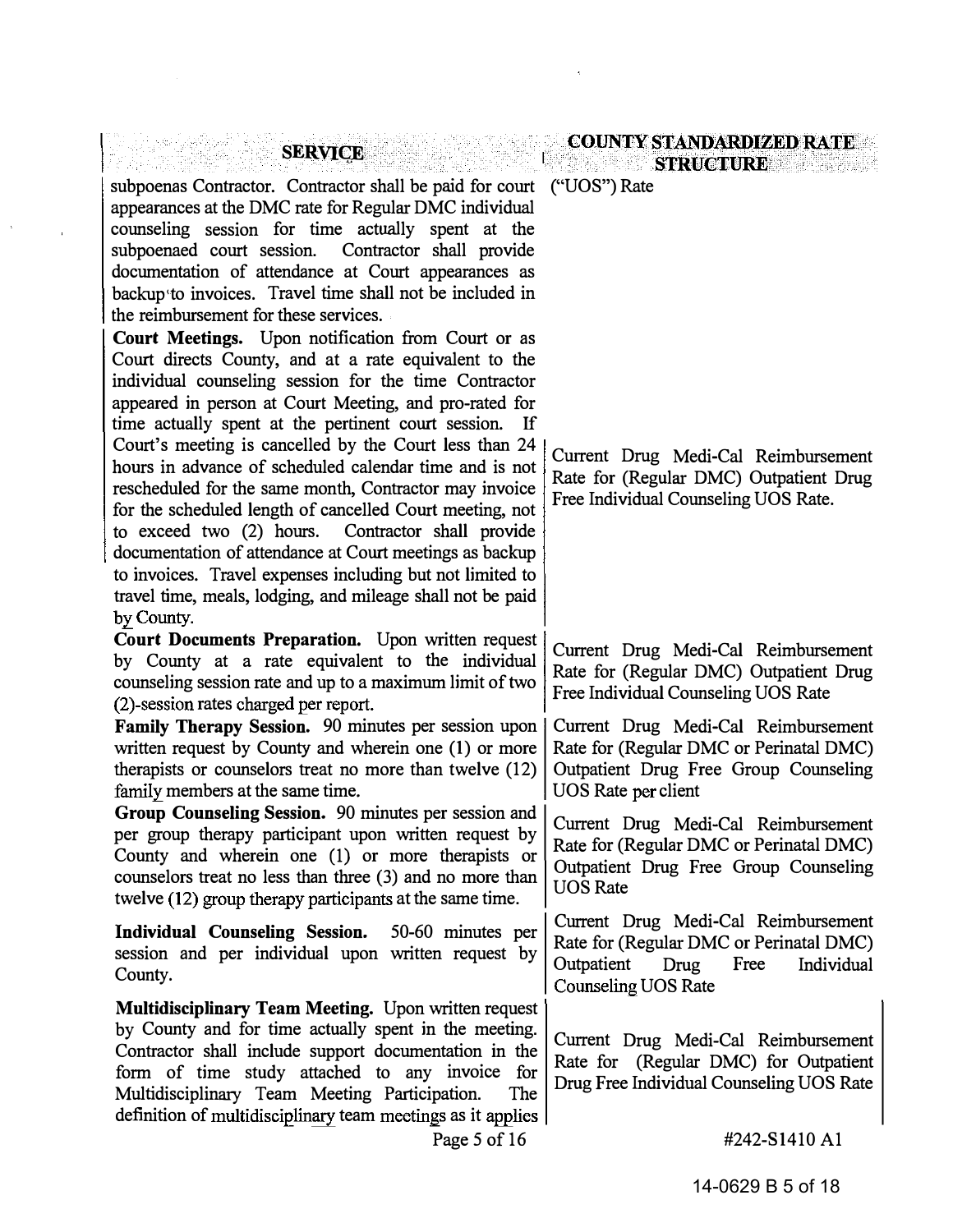| SERVICE | COUNTY STANDARDIZED RATE STRUCTURE |
|---|---|
| subpoenas Contractor. Contractor shall be paid for court appearances at the DMC rate for Regular DMC individual counseling session for time actually spent at the subpoenaed court session. Contractor shall provide documentation of attendance at Court appearances as backup to invoices. Travel time shall not be included in the reimbursement for these services. | ("UOS") Rate |
| **Court Meetings.** Upon notification from Court or as Court directs County, and at a rate equivalent to the individual counseling session for the time Contractor appeared in person at Court Meeting, and pro-rated for time actually spent at the pertinent court session. If Court's meeting is cancelled by the Court less than 24 hours in advance of scheduled calendar time and is not rescheduled for the same month, Contractor may invoice for the scheduled length of cancelled Court meeting, not to exceed two (2) hours. Contractor shall provide documentation of attendance at Court meetings as backup to invoices. Travel expenses including but not limited to travel time, meals, lodging, and mileage shall not be paid by County. | Current Drug Medi-Cal Reimbursement Rate for (Regular DMC) Outpatient Drug Free Individual Counseling UOS Rate. |
| **Court Documents Preparation.** Upon written request by County at a rate equivalent to the individual counseling session rate and up to a maximum limit of two (2)-session rates charged per report. | Current Drug Medi-Cal Reimbursement Rate for (Regular DMC) Outpatient Drug Free Individual Counseling UOS Rate |
| **Family Therapy Session.** 90 minutes per session upon written request by County and wherein one (1) or more therapists or counselors treat no more than twelve (12) family members at the same time. | Current Drug Medi-Cal Reimbursement Rate for (Regular DMC or Perinatal DMC) Outpatient Drug Free Group Counseling UOS Rate per client |
| **Group Counseling Session.** 90 minutes per session and per group therapy participant upon written request by County and wherein one (1) or more therapists or counselors treat no less than three (3) and no more than twelve (12) group therapy participants at the same time. | Current Drug Medi-Cal Reimbursement Rate for (Regular DMC or Perinatal DMC) Outpatient Drug Free Group Counseling UOS Rate |
| **Individual Counseling Session.** 50-60 minutes per session and per individual upon written request by County. | Current Drug Medi-Cal Reimbursement Rate for (Regular DMC or Perinatal DMC) Outpatient Drug Free Individual Counseling UOS Rate |
| **Multidisciplinary Team Meeting.** Upon written request by County and for time actually spent in the meeting. Contractor shall include support documentation in the form of time study attached to any invoice for Multidisciplinary Team Meeting Participation. The definition of multidisciplinary team meetings as it applies | Current Drug Medi-Cal Reimbursement Rate for (Regular DMC) for Outpatient Drug Free Individual Counseling UOS Rate |

#242-S1410 A1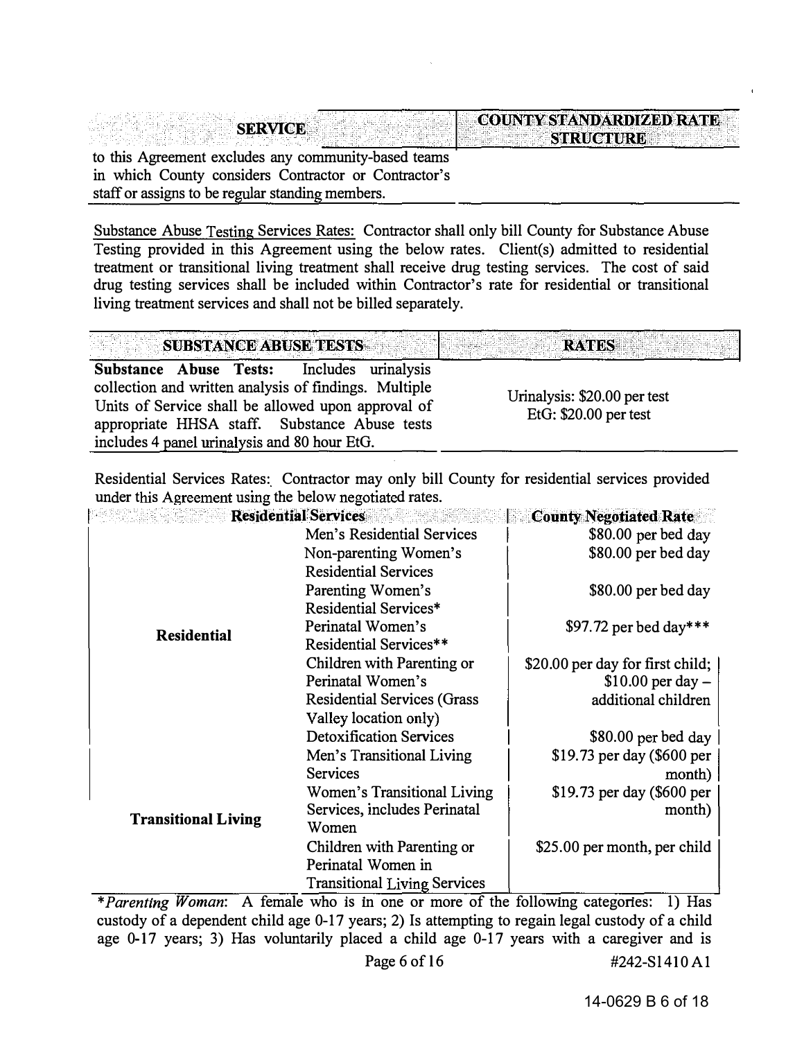| SERVICE | COUNTY STANDARDIZED RATE STRUCTURE |
|---|---|
| to this Agreement excludes any community-based teams in which County considers Contractor or Contractor's staff or assigns to be regular standing members. | |

Substance Abuse Testing Services Rates: Contractor shall only bill County for Substance Abuse Testing provided in this Agreement using the below rates. Client(s) admitted to residential treatment or transitional living treatment shall receive drug testing services. The cost of said drug testing services shall be included within Contractor's rate for residential or transitional living treatment services and shall not be billed separately.

| SUBSTANCE ABUSE TESTS | RATES |
|---|---|
| **Substance Abuse Tests:** Includes urinalysis collection and written analysis of findings. Multiple Units of Service shall be allowed upon approval of appropriate HHSA staff. Substance Abuse tests includes 4 panel urinalysis and 80 hour EtG. | Urinalysis: $20.00 per test<br>EtG: $20.00 per test |

Residential Services Rates: Contractor may only bill County for residential services provided under this Agreement using the below negotiated rates.

| Residential Services | | County Negotiated Rate |
|---|---|---|
| **Residential** | Men's Residential Services | $80.00 per bed day |
| | Non-parenting Women's Residential Services | $80.00 per bed day |
| | Parenting Women's Residential Services* | $80.00 per bed day |
| | Perinatal Women's Residential Services** | $97.72 per bed day*** |
| | Children with Parenting or Perinatal Women's Residential Services (Grass Valley location only) | $20.00 per day for first child; $10.00 per day – additional children |
| | Detoxification Services | $80.00 per bed day |
| **Transitional Living** | Men's Transitional Living Services | $19.73 per day ($600 per month) |
| | Women's Transitional Living Services, includes Perinatal Women | $19.73 per day ($600 per month) |
| | Children with Parenting or Perinatal Women in Transitional Living Services | $25.00 per month, per child |

**Parenting Woman*: A female who is in one or more of the following categories: 1) Has custody of a dependent child age 0-17 years; 2) Is attempting to regain legal custody of a child age 0-17 years; 3) Has voluntarily placed a child age 0-17 years with a caregiver and is

#242-S1410 A1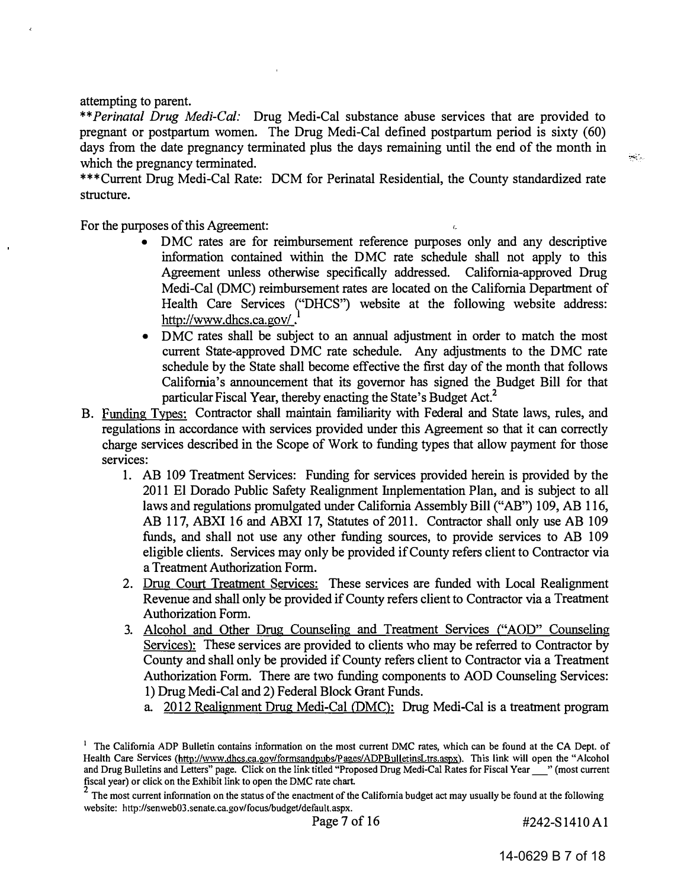attempting to parent.

***Perinatal Drug Medi-Cal:* Drug Medi-Cal substance abuse services that are provided to pregnant or postpartum women. The Drug Medi-Cal defined postpartum period is sixty (60) days from the date pregnancy terminated plus the days remaining until the end of the month in which the pregnancy terminated.

***Current Drug Medi-Cal Rate: DCM for Perinatal Residential, the County standardized rate structure.

For the purposes of this Agreement:

- DMC rates are for reimbursement reference purposes only and any descriptive information contained within the DMC rate schedule shall not apply to this Agreement unless otherwise specifically addressed. California-approved Drug Medi-Cal (DMC) reimbursement rates are located on the California Department of Health Care Services ("DHCS") website at the following website address: http://www.dhcs.ca.gov/.[1]
- DMC rates shall be subject to an annual adjustment in order to match the most current State-approved DMC rate schedule. Any adjustments to the DMC rate schedule by the State shall become effective the first day of the month that follows California's announcement that its governor has signed the Budget Bill for that particular Fiscal Year, thereby enacting the State's Budget Act.[2]

B. Funding Types: Contractor shall maintain familiarity with Federal and State laws, rules, and regulations in accordance with services provided under this Agreement so that it can correctly charge services described in the Scope of Work to funding types that allow payment for those services:

1. AB 109 Treatment Services: Funding for services provided herein is provided by the 2011 El Dorado Public Safety Realignment Implementation Plan, and is subject to all laws and regulations promulgated under California Assembly Bill ("AB") 109, AB 116, AB 117, ABXI 16 and ABXI 17, Statutes of 2011. Contractor shall only use AB 109 funds, and shall not use any other funding sources, to provide services to AB 109 eligible clients. Services may only be provided if County refers client to Contractor via a Treatment Authorization Form.
2. Drug Court Treatment Services: These services are funded with Local Realignment Revenue and shall only be provided if County refers client to Contractor via a Treatment Authorization Form.
3. Alcohol and Other Drug Counseling and Treatment Services ("AOD" Counseling Services): These services are provided to clients who may be referred to Contractor by County and shall only be provided if County refers client to Contractor via a Treatment Authorization Form. There are two funding components to AOD Counseling Services: 1) Drug Medi-Cal and 2) Federal Block Grant Funds.
   a. 2012 Realignment Drug Medi-Cal (DMC): Drug Medi-Cal is a treatment program

[1] The California ADP Bulletin contains information on the most current DMC rates, which can be found at the CA Dept. of Health Care Services (http://www.dhcs.ca.gov/formsandpubs/Pages/ADPBulletinsLtrs.aspx). This link will open the "Alcohol and Drug Bulletins and Letters" page. Click on the link titled "Proposed Drug Medi-Cal Rates for Fiscal Year ___" (most current fiscal year) or click on the Exhibit link to open the DMC rate chart.

[2] The most current information on the status of the enactment of the California budget act may usually be found at the following website: http://senweb03.senate.ca.gov/focus/budget/default.aspx.

#242-S1410 A1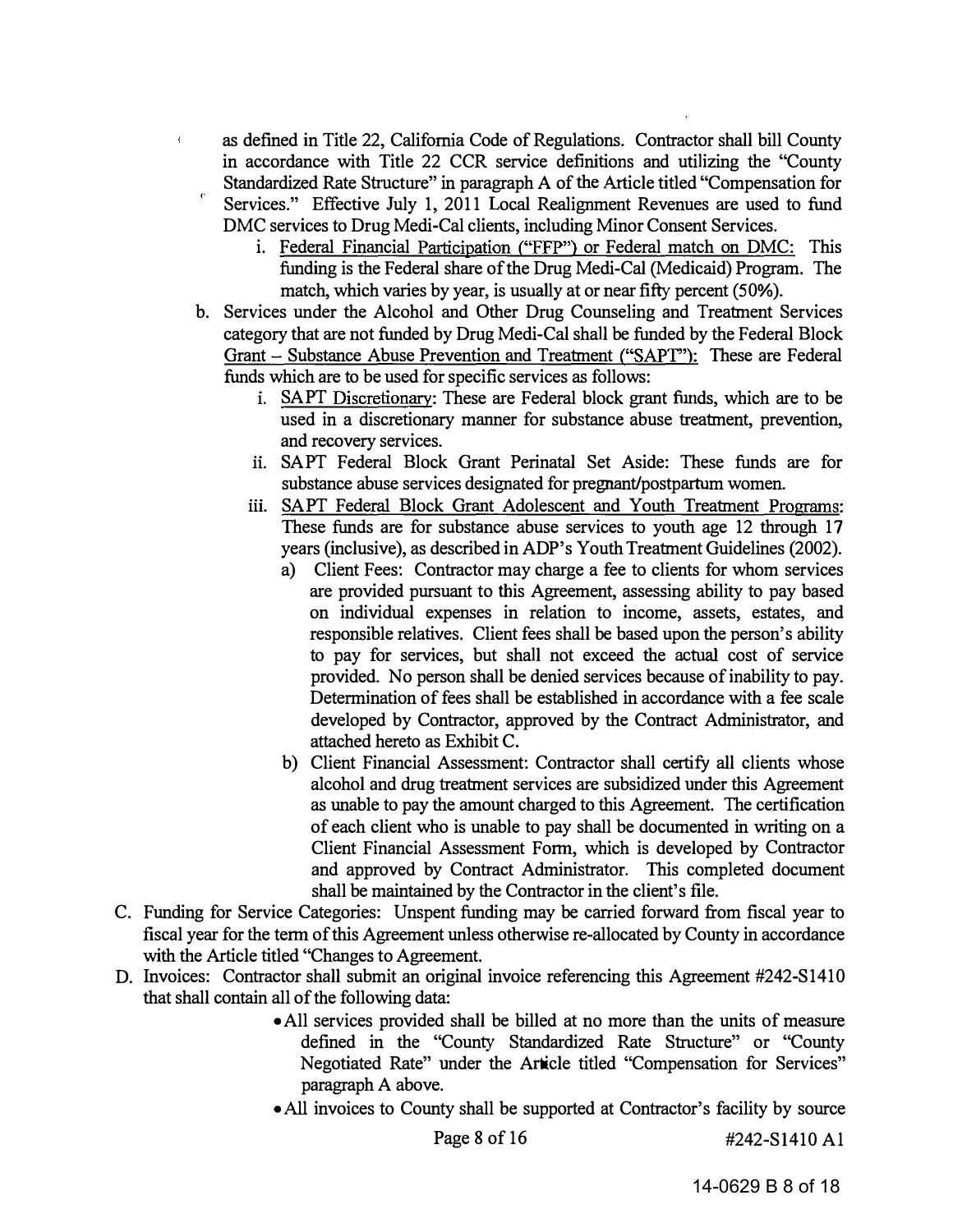as defined in Title 22, California Code of Regulations. Contractor shall bill County in accordance with Title 22 CCR service definitions and utilizing the "County Standardized Rate Structure" in paragraph A of the Article titled "Compensation for Services." Effective July 1, 2011 Local Realignment Revenues are used to fund DMC services to Drug Medi-Cal clients, including Minor Consent Services.

   i. Federal Financial Participation ("FFP") or Federal match on DMC: This funding is the Federal share of the Drug Medi-Cal (Medicaid) Program. The match, which varies by year, is usually at or near fifty percent (50%).

b. Services under the Alcohol and Other Drug Counseling and Treatment Services category that are not funded by Drug Medi-Cal shall be funded by the Federal Block Grant – Substance Abuse Prevention and Treatment ("SAPT"): These are Federal funds which are to be used for specific services as follows:

   i. SAPT Discretionary: These are Federal block grant funds, which are to be used in a discretionary manner for substance abuse treatment, prevention, and recovery services.

   ii. SAPT Federal Block Grant Perinatal Set Aside: These funds are for substance abuse services designated for pregnant/postpartum women.

   iii. SAPT Federal Block Grant Adolescent and Youth Treatment Programs: These funds are for substance abuse services to youth age 12 through 17 years (inclusive), as described in ADP's Youth Treatment Guidelines (2002).

      a) Client Fees: Contractor may charge a fee to clients for whom services are provided pursuant to this Agreement, assessing ability to pay based on individual expenses in relation to income, assets, estates, and responsible relatives. Client fees shall be based upon the person's ability to pay for services, but shall not exceed the actual cost of service provided. No person shall be denied services because of inability to pay. Determination of fees shall be established in accordance with a fee scale developed by Contractor, approved by the Contract Administrator, and attached hereto as Exhibit C.

      b) Client Financial Assessment: Contractor shall certify all clients whose alcohol and drug treatment services are subsidized under this Agreement as unable to pay the amount charged to this Agreement. The certification of each client who is unable to pay shall be documented in writing on a Client Financial Assessment Form, which is developed by Contractor and approved by Contract Administrator. This completed document shall be maintained by the Contractor in the client's file.

C. Funding for Service Categories: Unspent funding may be carried forward from fiscal year to fiscal year for the term of this Agreement unless otherwise re-allocated by County in accordance with the Article titled "Changes to Agreement.

D. Invoices: Contractor shall submit an original invoice referencing this Agreement #242-S1410 that shall contain all of the following data:

   - All services provided shall be billed at no more than the units of measure defined in the "County Standardized Rate Structure" or "County Negotiated Rate" under the Article titled "Compensation for Services" paragraph A above.
   - All invoices to County shall be supported at Contractor's facility by source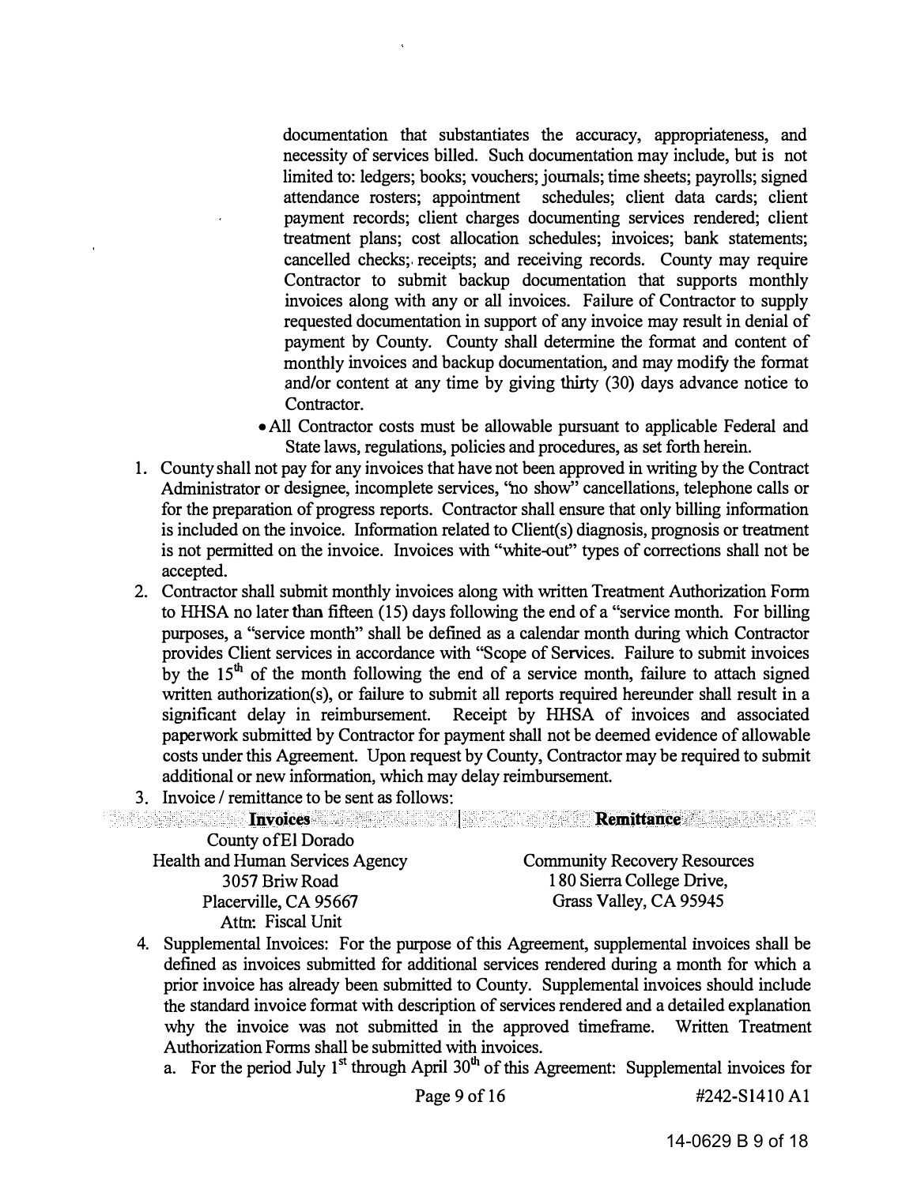documentation that substantiates the accuracy, appropriateness, and necessity of services billed. Such documentation may include, but is not limited to: ledgers; books; vouchers; journals; time sheets; payrolls; signed attendance rosters; appointment schedules; client data cards; client payment records; client charges documenting services rendered; client treatment plans; cost allocation schedules; invoices; bank statements; cancelled checks; receipts; and receiving records. County may require Contractor to submit backup documentation that supports monthly invoices along with any or all invoices. Failure of Contractor to supply requested documentation in support of any invoice may result in denial of payment by County. County shall determine the format and content of monthly invoices and backup documentation, and may modify the format and/or content at any time by giving thirty (30) days advance notice to Contractor.

- All Contractor costs must be allowable pursuant to applicable Federal and State laws, regulations, policies and procedures, as set forth herein.

1. County shall not pay for any invoices that have not been approved in writing by the Contract Administrator or designee, incomplete services, "no show" cancellations, telephone calls or for the preparation of progress reports. Contractor shall ensure that only billing information is included on the invoice. Information related to Client(s) diagnosis, prognosis or treatment is not permitted on the invoice. Invoices with "white-out" types of corrections shall not be accepted.
2. Contractor shall submit monthly invoices along with written Treatment Authorization Form to HHSA no later than fifteen (15) days following the end of a "service month. For billing purposes, a "service month" shall be defined as a calendar month during which Contractor provides Client services in accordance with "Scope of Services. Failure to submit invoices by the 15th of the month following the end of a service month, failure to attach signed written authorization(s), or failure to submit all reports required hereunder shall result in a significant delay in reimbursement. Receipt by HHSA of invoices and associated paperwork submitted by Contractor for payment shall not be deemed evidence of allowable costs under this Agreement. Upon request by County, Contractor may be required to submit additional or new information, which may delay reimbursement.
3. Invoice / remittance to be sent as follows:

| Invoices | Remittance |
|---|---|
| County of El Dorado<br>Health and Human Services Agency<br>3057 Briw Road<br>Placerville, CA 95667<br>Attn: Fiscal Unit | Community Recovery Resources<br>180 Sierra College Drive,<br>Grass Valley, CA 95945 |

4. Supplemental Invoices: For the purpose of this Agreement, supplemental invoices shall be defined as invoices submitted for additional services rendered during a month for which a prior invoice has already been submitted to County. Supplemental invoices should include the standard invoice format with description of services rendered and a detailed explanation why the invoice was not submitted in the approved timeframe. Written Treatment Authorization Forms shall be submitted with invoices.
   a. For the period July 1st through April 30th of this Agreement: Supplemental invoices for

#242-S1410 A1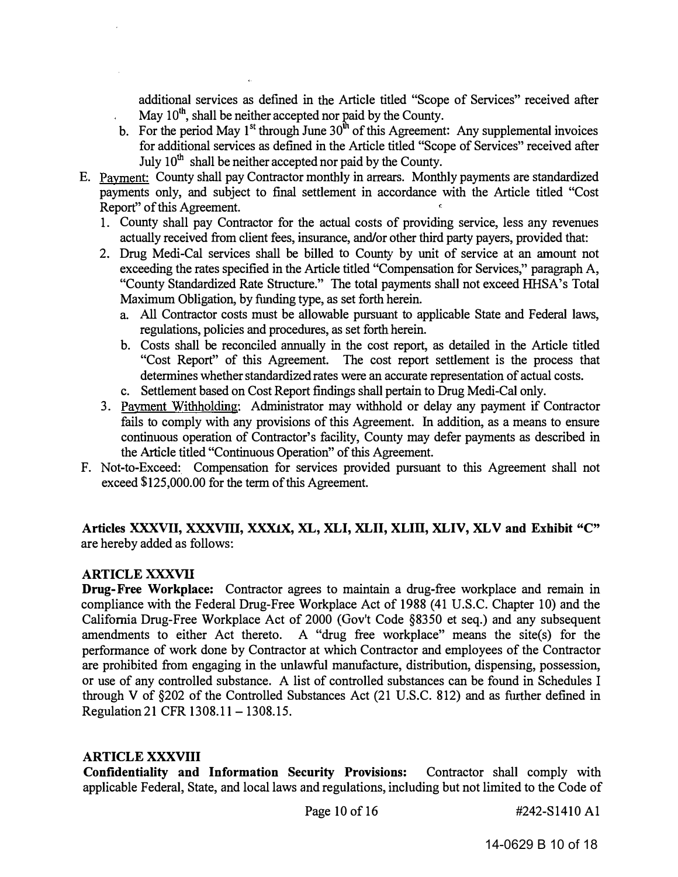additional services as defined in the Article titled "Scope of Services" received after May 10th, shall be neither accepted nor paid by the County.

b. For the period May 1st through June 30th of this Agreement: Any supplemental invoices for additional services as defined in the Article titled "Scope of Services" received after July 10th shall be neither accepted nor paid by the County.

E. Payment: County shall pay Contractor monthly in arrears. Monthly payments are standardized payments only, and subject to final settlement in accordance with the Article titled "Cost Report" of this Agreement.

1. County shall pay Contractor for the actual costs of providing service, less any revenues actually received from client fees, insurance, and/or other third party payers, provided that:
2. Drug Medi-Cal services shall be billed to County by unit of service at an amount not exceeding the rates specified in the Article titled "Compensation for Services," paragraph A, "County Standardized Rate Structure." The total payments shall not exceed HHSA's Total Maximum Obligation, by funding type, as set forth herein.
   a. All Contractor costs must be allowable pursuant to applicable State and Federal laws, regulations, policies and procedures, as set forth herein.
   b. Costs shall be reconciled annually in the cost report, as detailed in the Article titled "Cost Report" of this Agreement. The cost report settlement is the process that determines whether standardized rates were an accurate representation of actual costs.
   c. Settlement based on Cost Report findings shall pertain to Drug Medi-Cal only.
3. Payment Withholding: Administrator may withhold or delay any payment if Contractor fails to comply with any provisions of this Agreement. In addition, as a means to ensure continuous operation of Contractor's facility, County may defer payments as described in the Article titled "Continuous Operation" of this Agreement.

F. Not-to-Exceed: Compensation for services provided pursuant to this Agreement shall not exceed $125,000.00 for the term of this Agreement.

**Articles XXXVII, XXXVIII, XXXIX, XL, XLI, XLII, XLIII, XLIV, XLV and Exhibit "C"** are hereby added as follows:

## ARTICLE XXXVII

**Drug-Free Workplace:** Contractor agrees to maintain a drug-free workplace and remain in compliance with the Federal Drug-Free Workplace Act of 1988 (41 U.S.C. Chapter 10) and the California Drug-Free Workplace Act of 2000 (Gov't Code §8350 et seq.) and any subsequent amendments to either Act thereto. A "drug free workplace" means the site(s) for the performance of work done by Contractor at which Contractor and employees of the Contractor are prohibited from engaging in the unlawful manufacture, distribution, dispensing, possession, or use of any controlled substance. A list of controlled substances can be found in Schedules I through V of §202 of the Controlled Substances Act (21 U.S.C. 812) and as further defined in Regulation 21 CFR 1308.11 – 1308.15.

## ARTICLE XXXVIII

**Confidentiality and Information Security Provisions:** Contractor shall comply with applicable Federal, State, and local laws and regulations, including but not limited to the Code of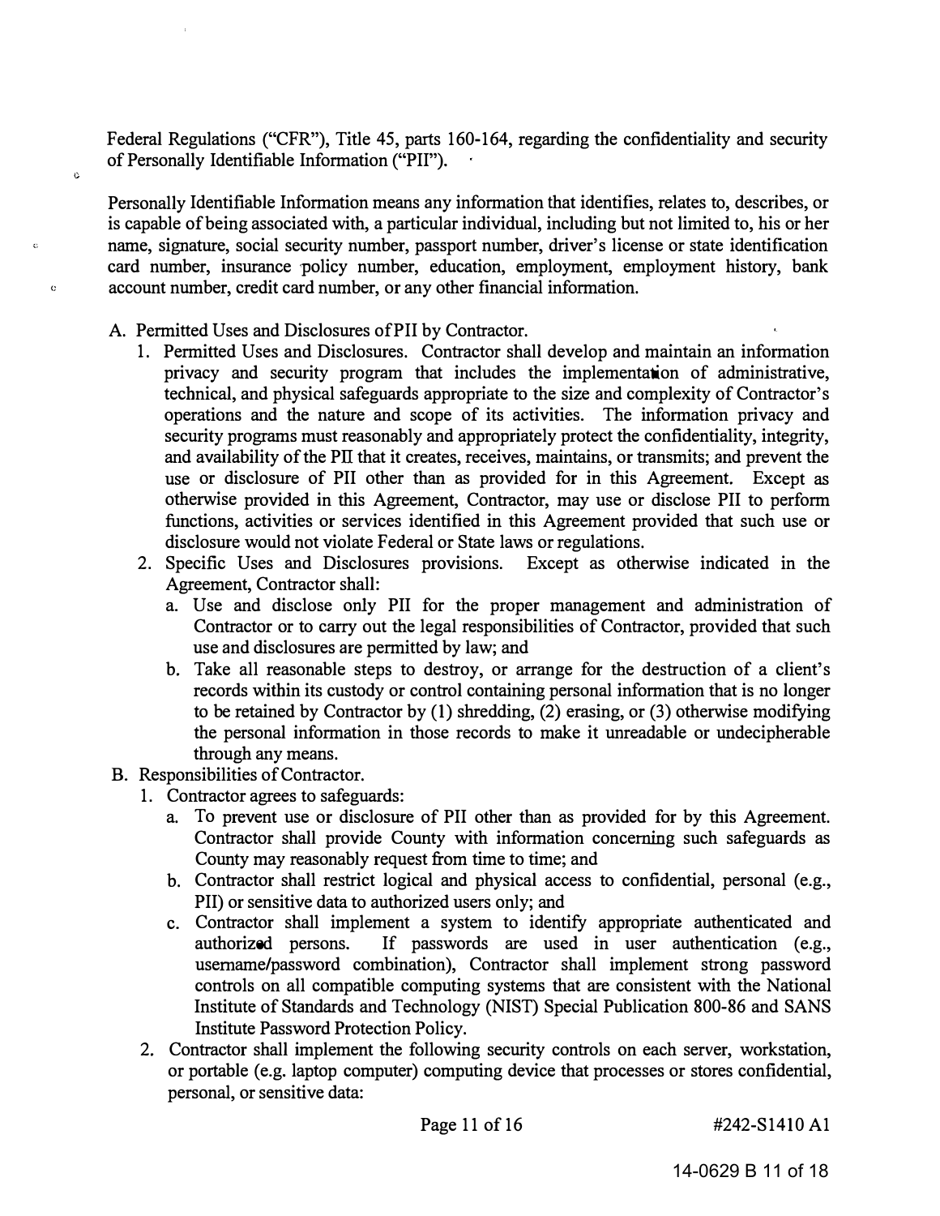Federal Regulations ("CFR"), Title 45, parts 160-164, regarding the confidentiality and security of Personally Identifiable Information ("PII").

Personally Identifiable Information means any information that identifies, relates to, describes, or is capable of being associated with, a particular individual, including but not limited to, his or her name, signature, social security number, passport number, driver's license or state identification card number, insurance policy number, education, employment, employment history, bank account number, credit card number, or any other financial information.

A. Permitted Uses and Disclosures of PII by Contractor.
   1. Permitted Uses and Disclosures. Contractor shall develop and maintain an information privacy and security program that includes the implementation of administrative, technical, and physical safeguards appropriate to the size and complexity of Contractor's operations and the nature and scope of its activities. The information privacy and security programs must reasonably and appropriately protect the confidentiality, integrity, and availability of the PII that it creates, receives, maintains, or transmits; and prevent the use or disclosure of PII other than as provided for in this Agreement. Except as otherwise provided in this Agreement, Contractor, may use or disclose PII to perform functions, activities or services identified in this Agreement provided that such use or disclosure would not violate Federal or State laws or regulations.
   2. Specific Uses and Disclosures provisions. Except as otherwise indicated in the Agreement, Contractor shall:
      a. Use and disclose only PII for the proper management and administration of Contractor or to carry out the legal responsibilities of Contractor, provided that such use and disclosures are permitted by law; and
      b. Take all reasonable steps to destroy, or arrange for the destruction of a client's records within its custody or control containing personal information that is no longer to be retained by Contractor by (1) shredding, (2) erasing, or (3) otherwise modifying the personal information in those records to make it unreadable or undecipherable through any means.

B. Responsibilities of Contractor.
   1. Contractor agrees to safeguards:
      a. To prevent use or disclosure of PII other than as provided for by this Agreement. Contractor shall provide County with information concerning such safeguards as County may reasonably request from time to time; and
      b. Contractor shall restrict logical and physical access to confidential, personal (e.g., PII) or sensitive data to authorized users only; and
      c. Contractor shall implement a system to identify appropriate authenticated and authorized persons. If passwords are used in user authentication (e.g., username/password combination), Contractor shall implement strong password controls on all compatible computing systems that are consistent with the National Institute of Standards and Technology (NIST) Special Publication 800-86 and SANS Institute Password Protection Policy.
   2. Contractor shall implement the following security controls on each server, workstation, or portable (e.g. laptop computer) computing device that processes or stores confidential, personal, or sensitive data: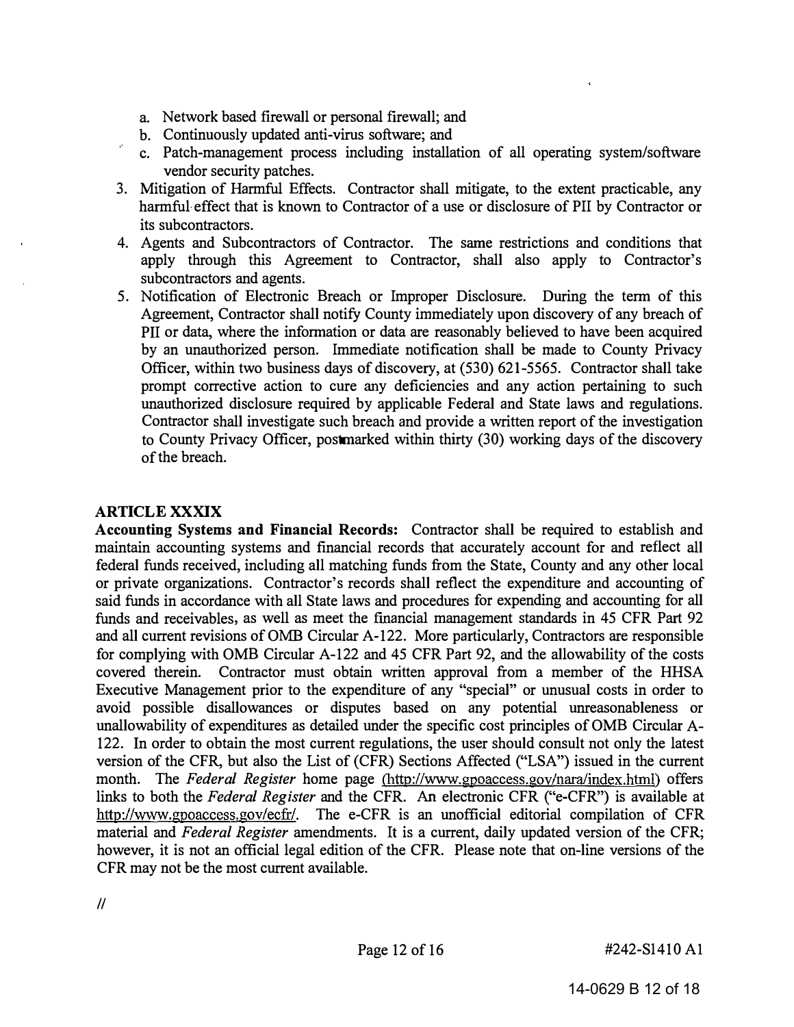a. Network based firewall or personal firewall; and
   b. Continuously updated anti-virus software; and
   c. Patch-management process including installation of all operating system/software vendor security patches.
3. Mitigation of Harmful Effects. Contractor shall mitigate, to the extent practicable, any harmful effect that is known to Contractor of a use or disclosure of PII by Contractor or its subcontractors.
4. Agents and Subcontractors of Contractor. The same restrictions and conditions that apply through this Agreement to Contractor, shall also apply to Contractor's subcontractors and agents.
5. Notification of Electronic Breach or Improper Disclosure. During the term of this Agreement, Contractor shall notify County immediately upon discovery of any breach of PII or data, where the information or data are reasonably believed to have been acquired by an unauthorized person. Immediate notification shall be made to County Privacy Officer, within two business days of discovery, at (530) 621-5565. Contractor shall take prompt corrective action to cure any deficiencies and any action pertaining to such unauthorized disclosure required by applicable Federal and State laws and regulations. Contractor shall investigate such breach and provide a written report of the investigation to County Privacy Officer, postmarked within thirty (30) working days of the discovery of the breach.

**ARTICLE XXXIX**

**Accounting Systems and Financial Records:** Contractor shall be required to establish and maintain accounting systems and financial records that accurately account for and reflect all federal funds received, including all matching funds from the State, County and any other local or private organizations. Contractor's records shall reflect the expenditure and accounting of said funds in accordance with all State laws and procedures for expending and accounting for all funds and receivables, as well as meet the financial management standards in 45 CFR Part 92 and all current revisions of OMB Circular A-122. More particularly, Contractors are responsible for complying with OMB Circular A-122 and 45 CFR Part 92, and the allowability of the costs covered therein. Contractor must obtain written approval from a member of the HHSA Executive Management prior to the expenditure of any "special" or unusual costs in order to avoid possible disallowances or disputes based on any potential unreasonableness or unallowability of expenditures as detailed under the specific cost principles of OMB Circular A-122. In order to obtain the most current regulations, the user should consult not only the latest version of the CFR, but also the List of (CFR) Sections Affected ("LSA") issued in the current month. The *Federal Register* home page (http://www.gpoaccess.gov/nara/index.html) offers links to both the *Federal Register* and the CFR. An electronic CFR ("e-CFR") is available at http://www.gpoaccess.gov/ecfr/. The e-CFR is an unofficial editorial compilation of CFR material and *Federal Register* amendments. It is a current, daily updated version of the CFR; however, it is not an official legal edition of the CFR. Please note that on-line versions of the CFR may not be the most current available.

//

#242-S1410 A1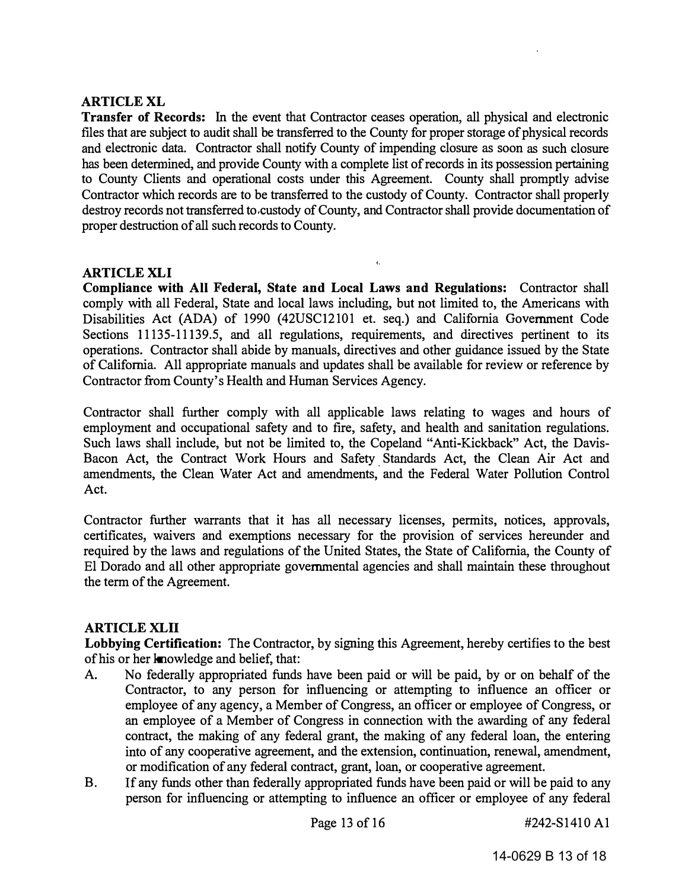## ARTICLE XL

**Transfer of Records:** In the event that Contractor ceases operation, all physical and electronic files that are subject to audit shall be transferred to the County for proper storage of physical records and electronic data. Contractor shall notify County of impending closure as soon as such closure has been determined, and provide County with a complete list of records in its possession pertaining to County Clients and operational costs under this Agreement. County shall promptly advise Contractor which records are to be transferred to the custody of County. Contractor shall properly destroy records not transferred to custody of County, and Contractor shall provide documentation of proper destruction of all such records to County.

## ARTICLE XLI

**Compliance with All Federal, State and Local Laws and Regulations:** Contractor shall comply with all Federal, State and local laws including, but not limited to, the Americans with Disabilities Act (ADA) of 1990 (42USC12101 et. seq.) and California Government Code Sections 11135-11139.5, and all regulations, requirements, and directives pertinent to its operations. Contractor shall abide by manuals, directives and other guidance issued by the State of California. All appropriate manuals and updates shall be available for review or reference by Contractor from County's Health and Human Services Agency.

Contractor shall further comply with all applicable laws relating to wages and hours of employment and occupational safety and to fire, safety, and health and sanitation regulations. Such laws shall include, but not be limited to, the Copeland "Anti-Kickback" Act, the Davis-Bacon Act, the Contract Work Hours and Safety Standards Act, the Clean Air Act and amendments, the Clean Water Act and amendments, and the Federal Water Pollution Control Act.

Contractor further warrants that it has all necessary licenses, permits, notices, approvals, certificates, waivers and exemptions necessary for the provision of services hereunder and required by the laws and regulations of the United States, the State of California, the County of El Dorado and all other appropriate governmental agencies and shall maintain these throughout the term of the Agreement.

## ARTICLE XLII

**Lobbying Certification:** The Contractor, by signing this Agreement, hereby certifies to the best of his or her knowledge and belief, that:

A. No federally appropriated funds have been paid or will be paid, by or on behalf of the Contractor, to any person for influencing or attempting to influence an officer or employee of any agency, a Member of Congress, an officer or employee of Congress, or an employee of a Member of Congress in connection with the awarding of any federal contract, the making of any federal grant, the making of any federal loan, the entering into of any cooperative agreement, and the extension, continuation, renewal, amendment, or modification of any federal contract, grant, loan, or cooperative agreement.

B. If any funds other than federally appropriated funds have been paid or will be paid to any person for influencing or attempting to influence an officer or employee of any federal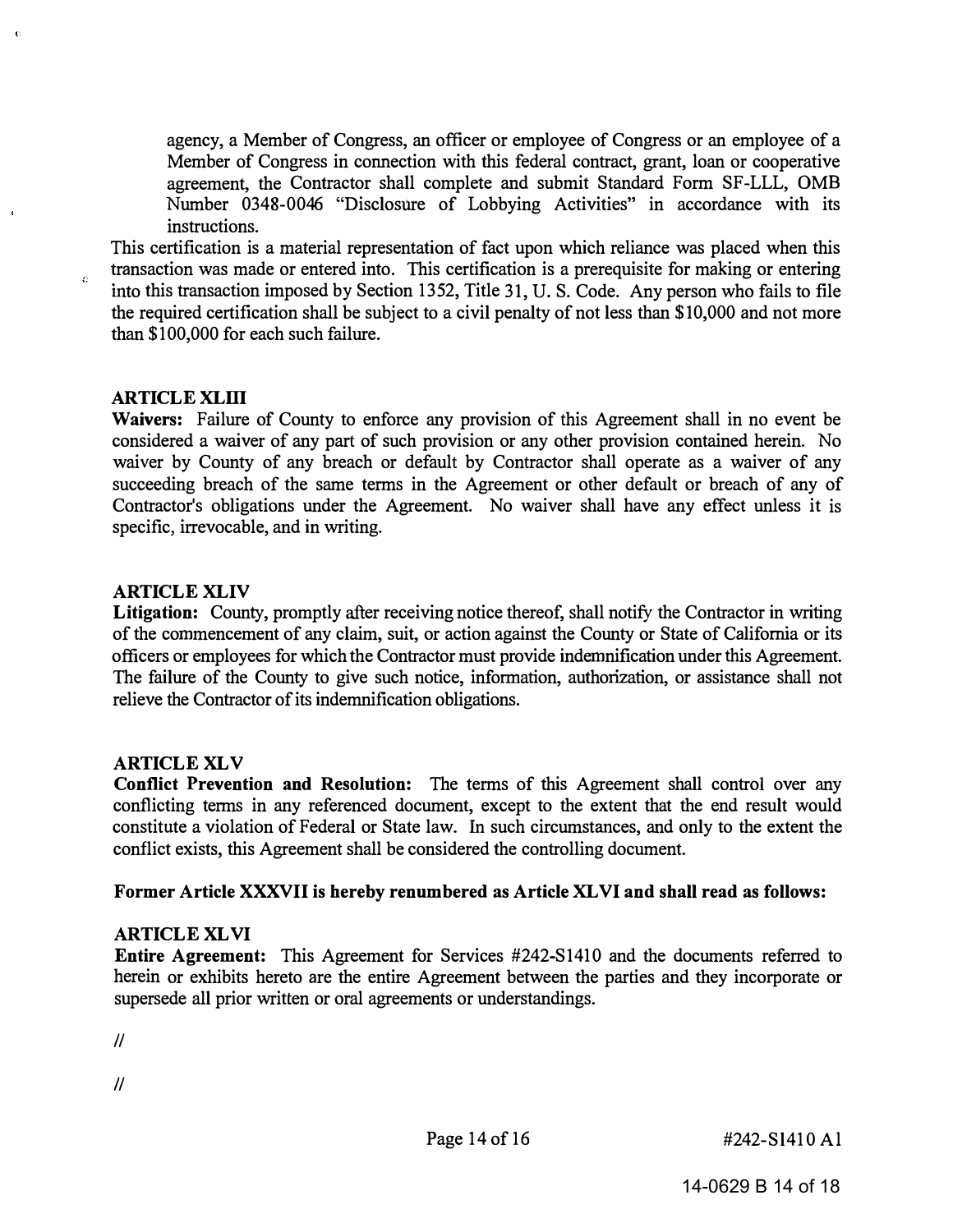agency, a Member of Congress, an officer or employee of Congress or an employee of a Member of Congress in connection with this federal contract, grant, loan or cooperative agreement, the Contractor shall complete and submit Standard Form SF-LLL, OMB Number 0348-0046 "Disclosure of Lobbying Activities" in accordance with its instructions.

This certification is a material representation of fact upon which reliance was placed when this transaction was made or entered into. This certification is a prerequisite for making or entering into this transaction imposed by Section 1352, Title 31, U. S. Code. Any person who fails to file the required certification shall be subject to a civil penalty of not less than $10,000 and not more than $100,000 for each such failure.

**ARTICLE XLIII**

**Waivers:** Failure of County to enforce any provision of this Agreement shall in no event be considered a waiver of any part of such provision or any other provision contained herein. No waiver by County of any breach or default by Contractor shall operate as a waiver of any succeeding breach of the same terms in the Agreement or other default or breach of any of Contractor's obligations under the Agreement. No waiver shall have any effect unless it is specific, irrevocable, and in writing.

**ARTICLE XLIV**

**Litigation:** County, promptly after receiving notice thereof, shall notify the Contractor in writing of the commencement of any claim, suit, or action against the County or State of California or its officers or employees for which the Contractor must provide indemnification under this Agreement. The failure of the County to give such notice, information, authorization, or assistance shall not relieve the Contractor of its indemnification obligations.

**ARTICLE XLV**

**Conflict Prevention and Resolution:** The terms of this Agreement shall control over any conflicting terms in any referenced document, except to the extent that the end result would constitute a violation of Federal or State law. In such circumstances, and only to the extent the conflict exists, this Agreement shall be considered the controlling document.

**Former Article XXXVII is hereby renumbered as Article XLVI and shall read as follows:**

**ARTICLE XLVI**

**Entire Agreement:** This Agreement for Services #242-S1410 and the documents referred to herein or exhibits hereto are the entire Agreement between the parties and they incorporate or supersede all prior written or oral agreements or understandings.

//

//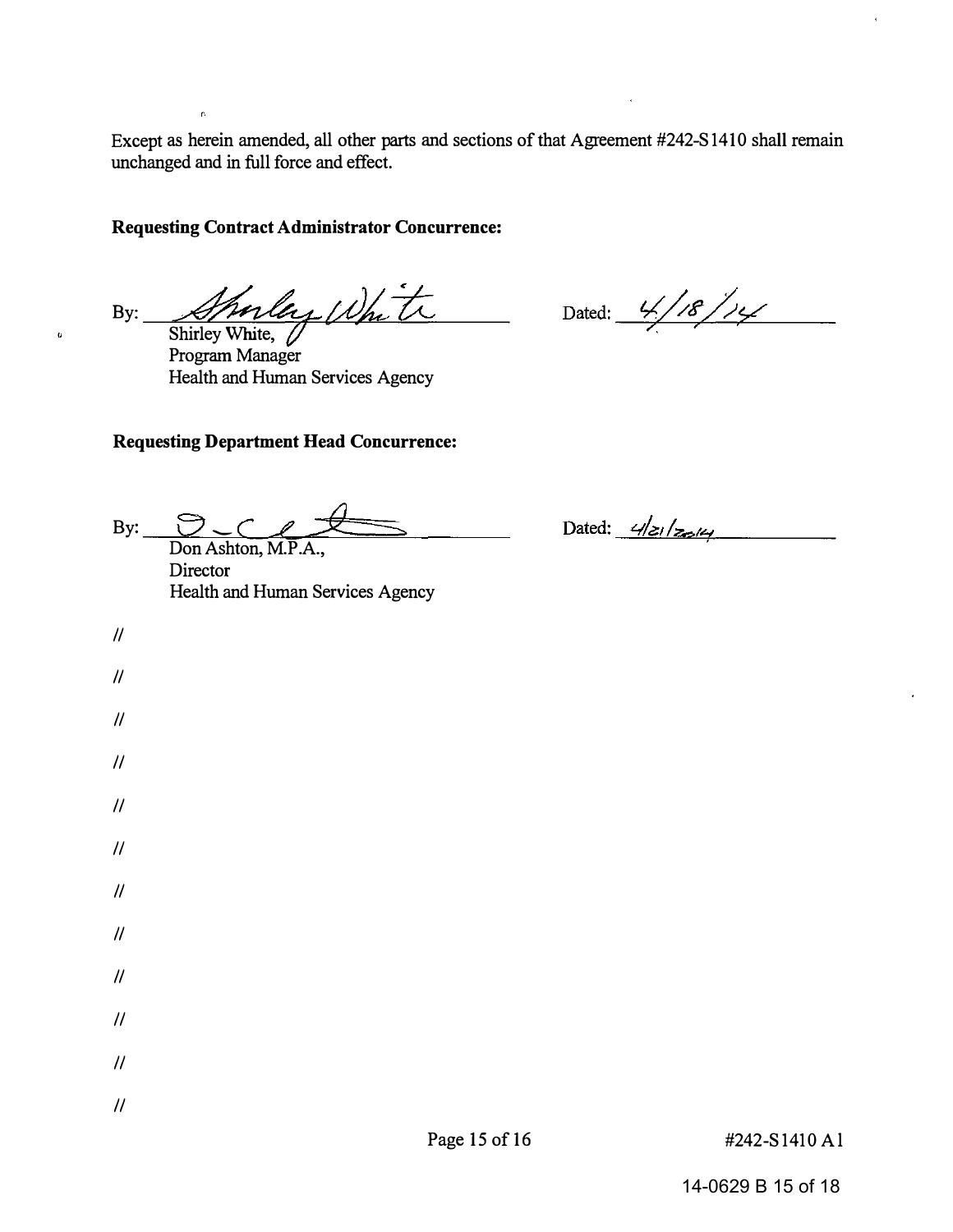Except as herein amended, all other parts and sections of that Agreement #242-S1410 shall remain unchanged and in full force and effect.

**Requesting Contract Administrator Concurrence:**

By: ______________________________ Dated: 4/18/14

Shirley White,
Program Manager
Health and Human Services Agency

**Requesting Department Head Concurrence:**

By: ______________________________ Dated: 4/21/2014

Don Ashton, M.P.A.,
Director
Health and Human Services Agency

//

//

//

//

//

//

//

//

//

//

//

//

#242-S1410 A1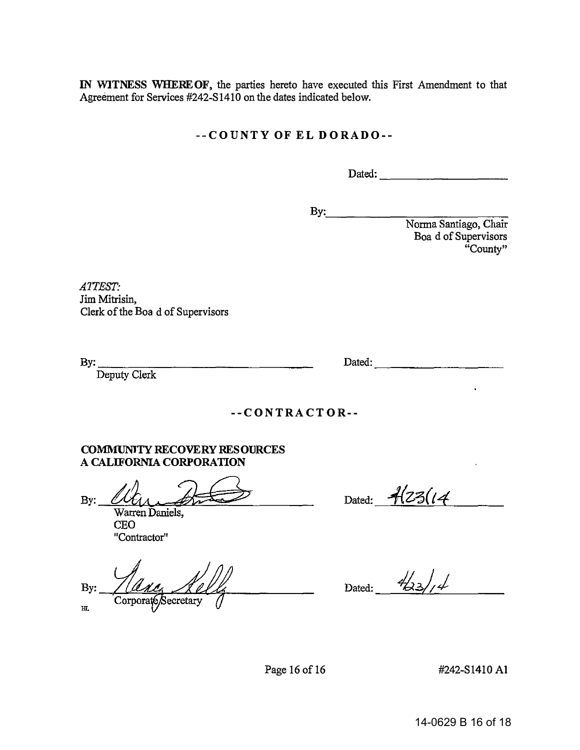**IN WITNESS WHEREOF,** the parties hereto have executed this First Amendment to that Agreement for Services #242-S1410 on the dates indicated below.

## --COUNTY OF EL DORADO--

Dated: ____________________

By: ____________________
Norma Santiago, Chair
Boa d of Supervisors
"County"

*ATTEST:*
Jim Mitrisin,
Clerk of the Boa d of Supervisors

By: ______________________________ Dated: ____________________
Deputy Clerk

## --CONTRACTOR--

**COMMUNITY RECOVERY RESOURCES**
**A CALIFORNIA CORPORATION**

By: ______________________________ Dated: 4/23/14
Warren Daniels,
CEO
"Contractor"

By: ______________________________ Dated: 4/23/14
Corporate Secretary

HL

#242-S1410 A1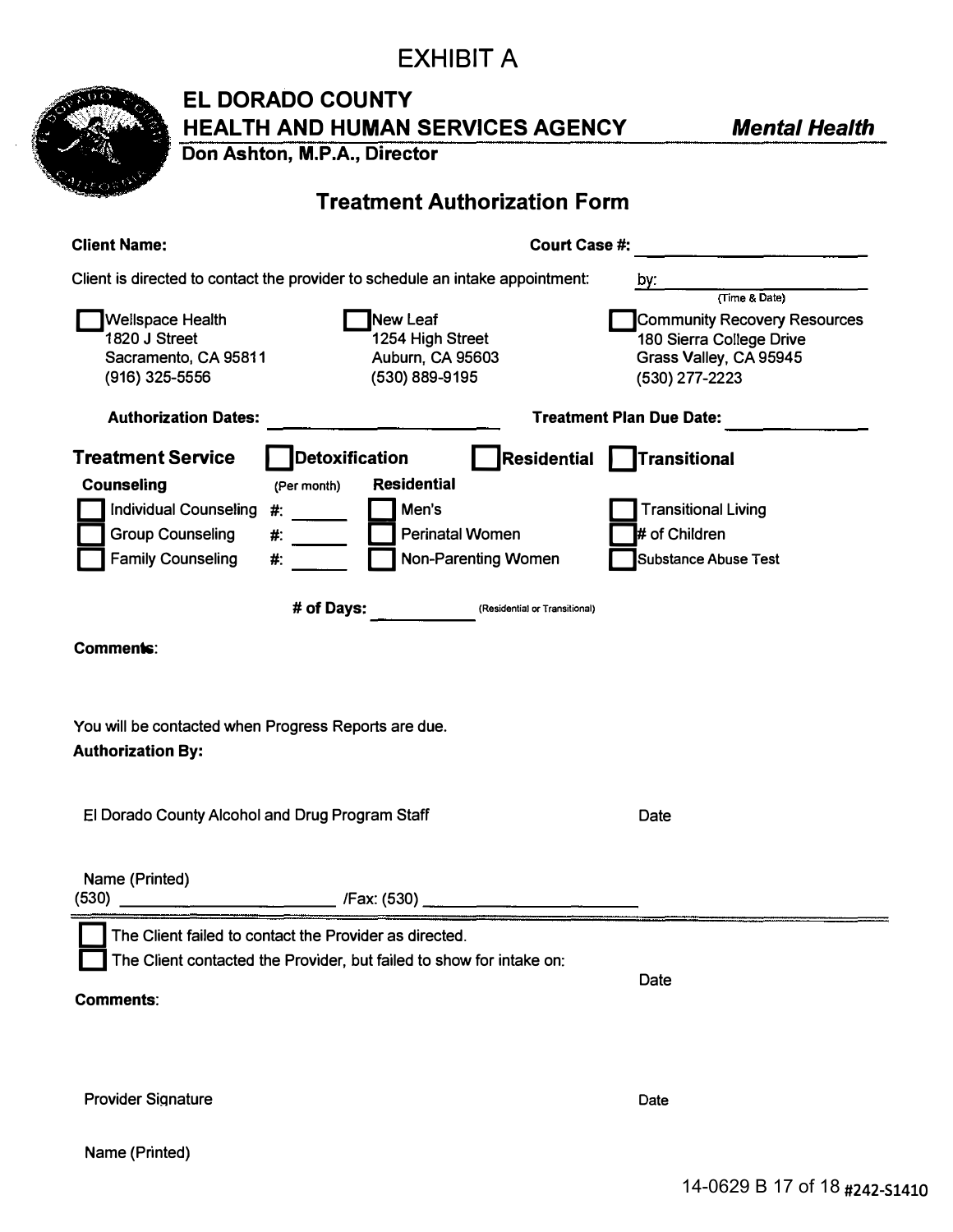# EXHIBIT A

## EL DORADO COUNTY
## HEALTH AND HUMAN SERVICES AGENCY *Mental Health*

**Don Ashton, M.P.A., Director**

### Treatment Authorization Form

**Client Name:** **Court Case #:** ____________________

Client is directed to contact the provider to schedule an intake appointment: by: ____________________ (Time & Date)

| | | |
|---|---|---|
| ☐ Wellspace Health<br>1820 J Street<br>Sacramento, CA 95811<br>(916) 325-5556 | ☐ New Leaf<br>1254 High Street<br>Auburn, CA 95603<br>(530) 889-9195 | ☐ Community Recovery Resources<br>180 Sierra College Drive<br>Grass Valley, CA 95945<br>(530) 277-2223 |

**Authorization Dates:** ____________________ **Treatment Plan Due Date:** ____________

**Treatment Service** ☐ **Detoxification** ☐ **Residential** ☐ **Transitional**

| **Counseling** | (Per month) | **Residential** | |
|---|---|---|---|
| ☐ Individual Counseling | #: ______ | ☐ Men's | ☐ Transitional Living |
| ☐ Group Counseling | #: ______ | ☐ Perinatal Women | ☐ # of Children |
| ☐ Family Counseling | #: ______ | ☐ Non-Parenting Women | ☐ Substance Abuse Test |

**# of Days:** __________ (Residential or Transitional)

**Comments**:

You will be contacted when Progress Reports are due.

**Authorization By:**

El Dorado County Alcohol and Drug Program Staff Date

Name (Printed)

(530) ____________________ /Fax: (530) ____________________

---

☐ The Client failed to contact the Provider as directed.

☐ The Client contacted the Provider, but failed to show for intake on: Date

**Comments**:

Provider Signature Date

Name (Printed)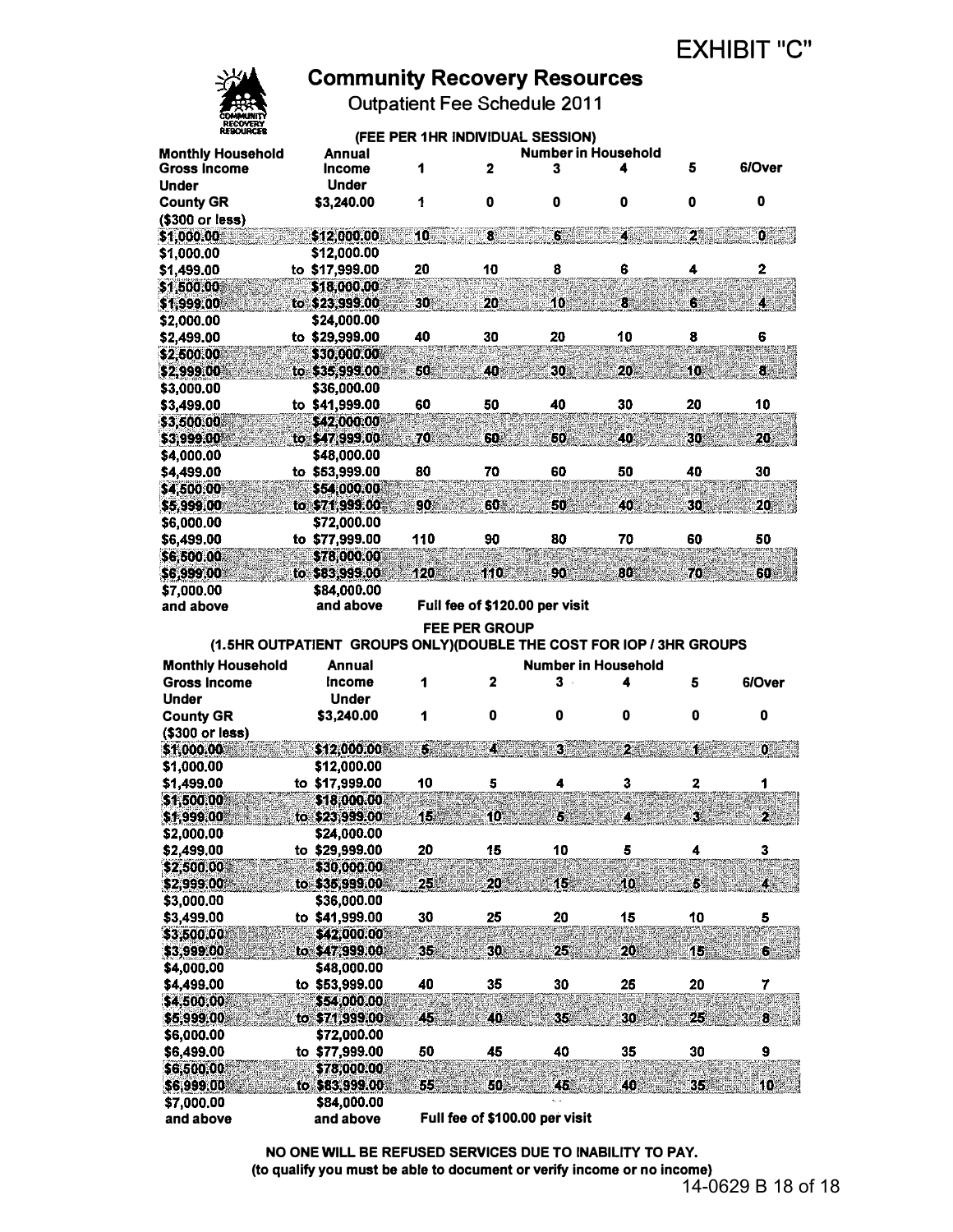EXHIBIT "C"

# Community Recovery Resources

Outpatient Fee Schedule 2011

**(FEE PER 1HR INDIVIDUAL SESSION)**

| Monthly Household Gross Income | Annual Income | Number in Household | | | | | |
|---|---|---|---|---|---|---|---|
| | | 1 | 2 | 3 | 4 | 5 | 6/Over |
| Under County GR ($300 or less) | Under $3,240.00 | 1 | 0 | 0 | 0 | 0 | 0 |
| $1,000.00 | $12,000.00 | 10 | 8 | 6 | 4 | 2 | 0 |
| $1,000.00 $1,499.00 | $12,000.00 to $17,999.00 | 20 | 10 | 8 | 6 | 4 | 2 |
| $1,500.00 $1,999.00 | $18,000.00 to $23,999.00 | 30 | 20 | 10 | 8 | 6 | 4 |
| $2,000.00 $2,499.00 | $24,000.00 to $29,999.00 | 40 | 30 | 20 | 10 | 8 | 6 |
| $2,500.00 $2,999.00 | $30,000.00 to $35,999.00 | 50 | 40 | 30 | 20 | 10 | 8 |
| $3,000.00 $3,499.00 | $36,000.00 to $41,999.00 | 60 | 50 | 40 | 30 | 20 | 10 |
| $3,500.00 $3,999.00 | $42,000.00 to $47,999.00 | 70 | 60 | 50 | 40 | 30 | 20 |
| $4,000.00 $4,499.00 | $48,000.00 to $53,999.00 | 80 | 70 | 60 | 50 | 40 | 30 |
| $4,500.00 $5,999.00 | $54,000.00 to $71,999.00 | 90 | 60 | 50 | 40 | 30 | 20 |
| $6,000.00 $6,499.00 | $72,000.00 to $77,999.00 | 110 | 90 | 80 | 70 | 60 | 50 |
| $6,500.00 $6,999.00 | $78,000.00 to $83,999.00 | 120 | 110 | 90 | 80 | 70 | 60 |
| $7,000.00 and above | $84,000.00 and above | Full fee of $120.00 per visit | | | | | |

**FEE PER GROUP**

**(1.5HR OUTPATIENT GROUPS ONLY)(DOUBLE THE COST FOR IOP / 3HR GROUPS**

| Monthly Household Gross Income | Annual Income | Number in Household | | | | | |
|---|---|---|---|---|---|---|---|
| | | 1 | 2 | 3 | 4 | 5 | 6/Over |
| Under County GR ($300 or less) | Under $3,240.00 | 1 | 0 | 0 | 0 | 0 | 0 |
| $1,000.00 | $12,000.00 | 5 | 4 | 3 | 2 | 1 | 0 |
| $1,000.00 $1,499.00 | $12,000.00 to $17,999.00 | 10 | 5 | 4 | 3 | 2 | 1 |
| $1,500.00 $1,999.00 | $18,000.00 to $23,999.00 | 15 | 10 | 5 | 4 | 3 | 2 |
| $2,000.00 $2,499.00 | $24,000.00 to $29,999.00 | 20 | 15 | 10 | 5 | 4 | 3 |
| $2,500.00 $2,999.00 | $30,000.00 to $35,999.00 | 25 | 20 | 15 | 10 | 5 | 4 |
| $3,000.00 $3,499.00 | $36,000.00 to $41,999.00 | 30 | 25 | 20 | 15 | 10 | 5 |
| $3,500.00 $3,999.00 | $42,000.00 to $47,999.00 | 35 | 30 | 25 | 20 | 15 | 6 |
| $4,000.00 $4,499.00 | $48,000.00 to $53,999.00 | 40 | 35 | 30 | 25 | 20 | 7 |
| $4,500.00 $5,999.00 | $54,000.00 to $71,999.00 | 45 | 40 | 35 | 30 | 25 | 8 |
| $6,000.00 $6,499.00 | $72,000.00 to $77,999.00 | 50 | 45 | 40 | 35 | 30 | 9 |
| $6,500.00 $6,999.00 | $78,000.00 to $83,999.00 | 55 | 50 | 45 | 40 | 35 | 10 |
| $7,000.00 and above | $84,000.00 and above | Full fee of $100.00 per visit | | | | | |

**NO ONE WILL BE REFUSED SERVICES DUE TO INABILITY TO PAY.**
**(to qualify you must be able to document or verify income or no income)**